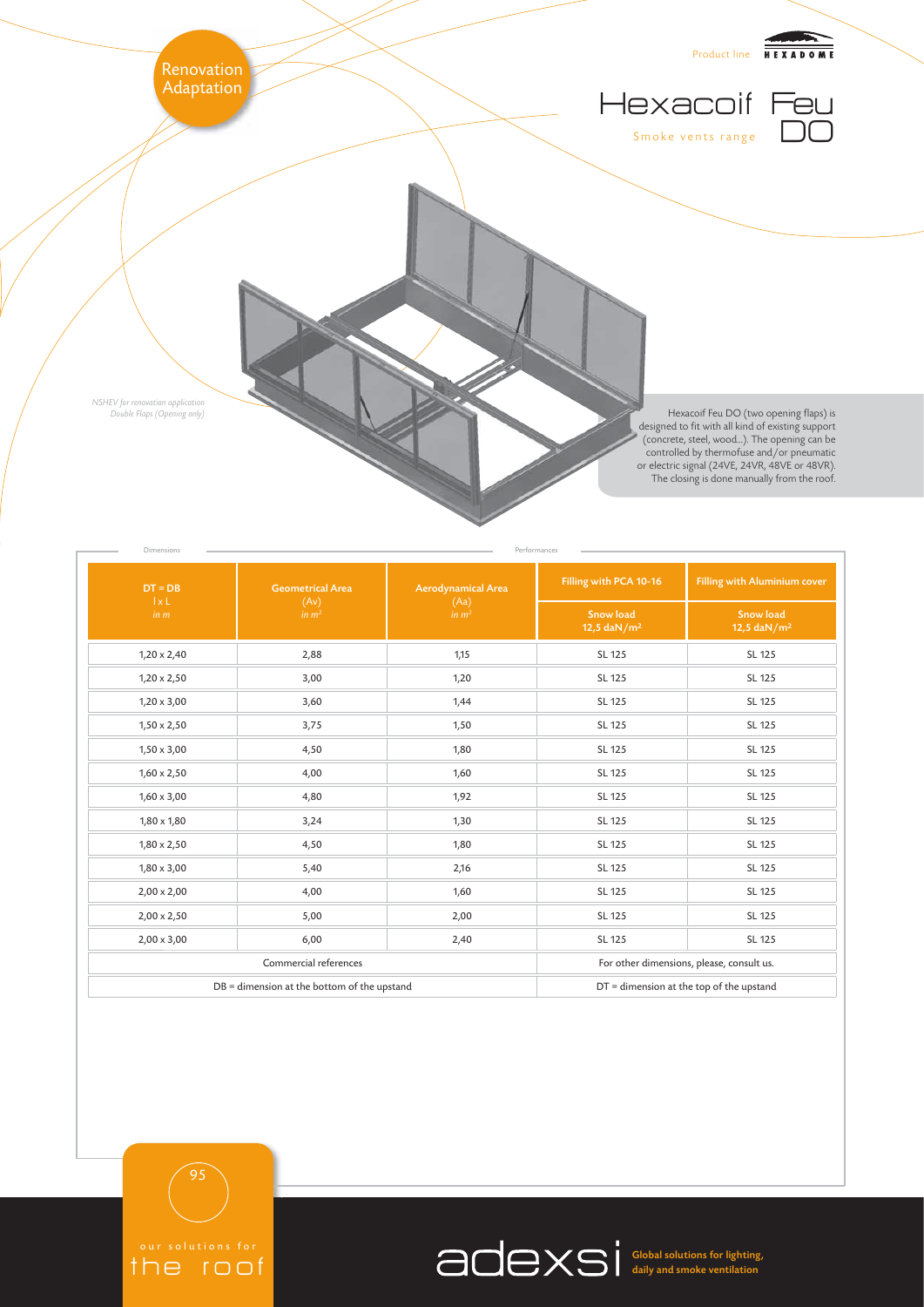Renovation Adaptation

Product line HEXADOME

# Hexacoif Feu DO

Smoke vents range

*NSHEV for renovation application*
*Double Flaps (Opening only)*

Hexacoif Feu DO (two opening flaps) is designed to fit with all kind of existing support (concrete, steel, wood...). The opening can be controlled by thermofuse and/or pneumatic or electric signal (24VE, 24VR, 48VE or 48VR). The closing is done manually from the roof.

Dimensions | Performances

| DT = DB l x L *in m* | Geometrical Area (Av) *in m²* | Aerodynamical Area (Aa) *in m²* | Filling with PCA 10-16 | Filling with Aluminium cover |
|---|---|---|---|---|
| | | | Snow load 12,5 daN/m² | Snow load 12,5 daN/m² |
| 1,20 x 2,40 | 2,88 | 1,15 | SL 125 | SL 125 |
| 1,20 x 2,50 | 3,00 | 1,20 | SL 125 | SL 125 |
| 1,20 x 3,00 | 3,60 | 1,44 | SL 125 | SL 125 |
| 1,50 x 2,50 | 3,75 | 1,50 | SL 125 | SL 125 |
| 1,50 x 3,00 | 4,50 | 1,80 | SL 125 | SL 125 |
| 1,60 x 2,50 | 4,00 | 1,60 | SL 125 | SL 125 |
| 1,60 x 3,00 | 4,80 | 1,92 | SL 125 | SL 125 |
| 1,80 x 1,80 | 3,24 | 1,30 | SL 125 | SL 125 |
| 1,80 x 2,50 | 4,50 | 1,80 | SL 125 | SL 125 |
| 1,80 x 3,00 | 5,40 | 2,16 | SL 125 | SL 125 |
| 2,00 x 2,00 | 4,00 | 1,60 | SL 125 | SL 125 |
| 2,00 x 2,50 | 5,00 | 2,00 | SL 125 | SL 125 |
| 2,00 x 3,00 | 6,00 | 2,40 | SL 125 | SL 125 |
| Commercial references | | | For other dimensions, please, consult us. | |
| DB = dimension at the bottom of the upstand | | | DT = dimension at the top of the upstand | |

our solutions for the roof

adexsi Global solutions for lighting, daily and smoke ventilation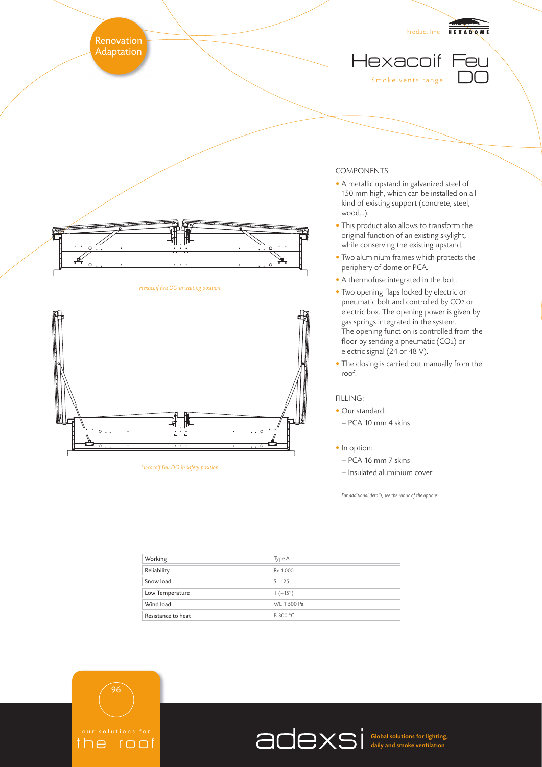Renovation Adaptation

Product line HEXADOME

# Hexacoif Feu DO

Smoke vents range

*Hexacoif Feu DO in waiting position*

*Hexacoif Feu DO in safety position*

## COMPONENTS:

- A metallic upstand in galvanized steel of 150 mm high, which can be installed on all kind of existing support (concrete, steel, wood...).
- This product also allows to transform the original function of an existing skylight, while conserving the existing upstand.
- Two aluminium frames which protects the periphery of dome or PCA.
- A thermofuse integrated in the bolt.
- Two opening flaps locked by electric or pneumatic bolt and controlled by $CO_2$ or electric box. The opening power is given by gas springs integrated in the system. The opening function is controlled from the floor by sending a pneumatic ($CO_2$) or electric signal (24 or 48 V).
- The closing is carried out manually from the roof.

## FILLING:

- Our standard:
  - PCA 10 mm 4 skins
- In option:
  - PCA 16 mm 7 skins
  - Insulated aluminium cover

*For additional details, see the rubric of the options.*

| | |
|---|---|
| Working | Type A |
| Reliability | Re 1.000 |
| Snow load | SL 125 |
| Low Temperature | T (−15°) |
| Wind load | WL 1 500 Pa |
| Resistance to heat | B 300 °C |

our solutions for the roof

adexsi Global solutions for lighting, daily and smoke ventilation